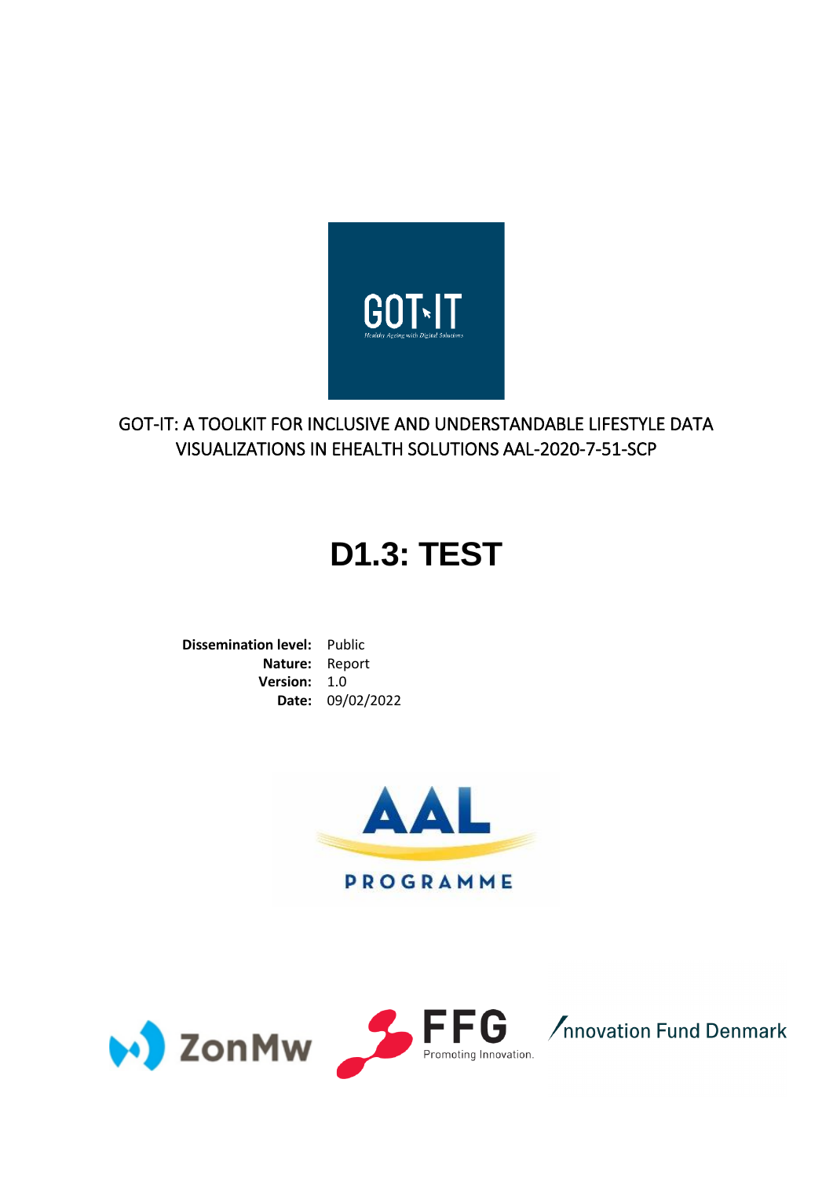GOT-IT: A TOOLKIT FOR INCLUSIVE AND UNDERSTANDABLE LIFESTYLE DATA VISUALIZATIONS IN EHEALTH SOLUTIONS AAL-2020-7-51-SCP

# D1.3: TEST

**Dissemination level:** Public
**Nature:** Report
**Version:** 1.0
**Date:** 09/02/2022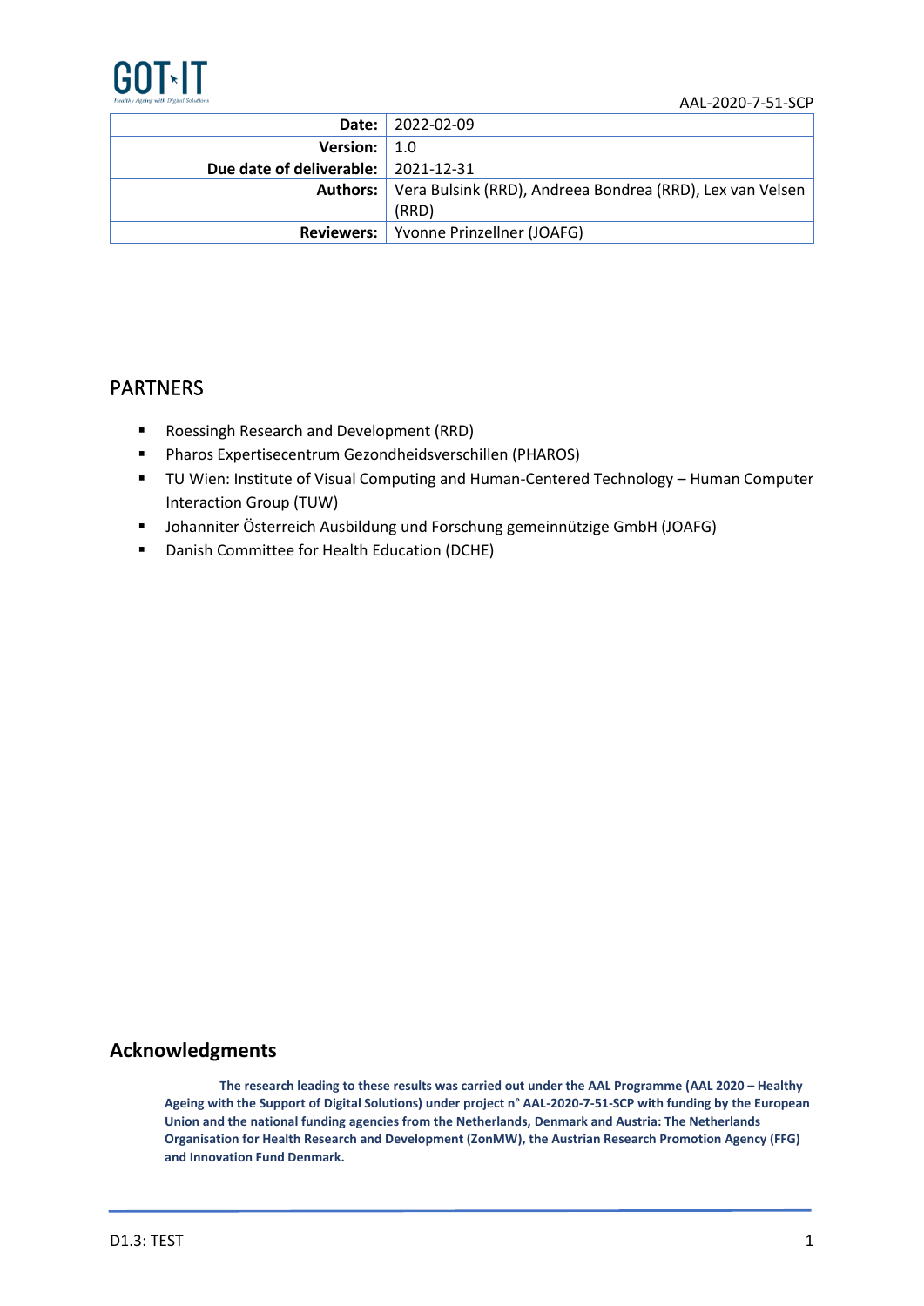| | |
|---|---|
| **Date:** | 2022-02-09 |
| **Version:** | 1.0 |
| **Due date of deliverable:** | 2021-12-31 |
| **Authors:** | Vera Bulsink (RRD), Andreea Bondrea (RRD), Lex van Velsen (RRD) |
| **Reviewers:** | Yvonne Prinzellner (JOAFG) |

## PARTNERS

- Roessingh Research and Development (RRD)
- Pharos Expertisecentrum Gezondheidsverschillen (PHAROS)
- TU Wien: Institute of Visual Computing and Human-Centered Technology – Human Computer Interaction Group (TUW)
- Johanniter Österreich Ausbildung und Forschung gemeinnützige GmbH (JOAFG)
- Danish Committee for Health Education (DCHE)

## Acknowledgments

**The research leading to these results was carried out under the AAL Programme (AAL 2020 – Healthy Ageing with the Support of Digital Solutions) under project n° AAL-2020-7-51-SCP with funding by the European Union and the national funding agencies from the Netherlands, Denmark and Austria: The Netherlands Organisation for Health Research and Development (ZonMW), the Austrian Research Promotion Agency (FFG) and Innovation Fund Denmark.**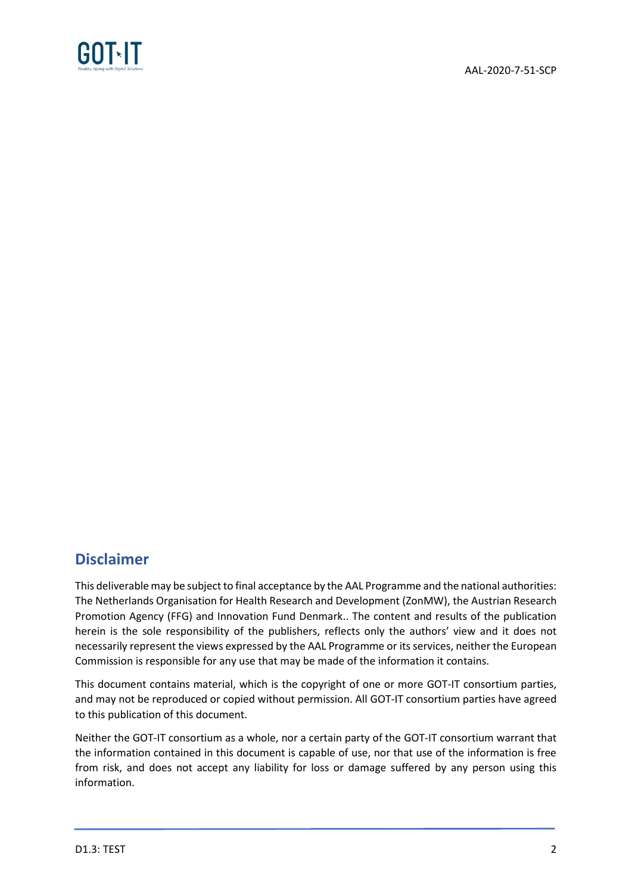## Disclaimer

This deliverable may be subject to final acceptance by the AAL Programme and the national authorities: The Netherlands Organisation for Health Research and Development (ZonMW), the Austrian Research Promotion Agency (FFG) and Innovation Fund Denmark.. The content and results of the publication herein is the sole responsibility of the publishers, reflects only the authors' view and it does not necessarily represent the views expressed by the AAL Programme or its services, neither the European Commission is responsible for any use that may be made of the information it contains.

This document contains material, which is the copyright of one or more GOT-IT consortium parties, and may not be reproduced or copied without permission. All GOT-IT consortium parties have agreed to this publication of this document.

Neither the GOT-IT consortium as a whole, nor a certain party of the GOT-IT consortium warrant that the information contained in this document is capable of use, nor that use of the information is free from risk, and does not accept any liability for loss or damage suffered by any person using this information.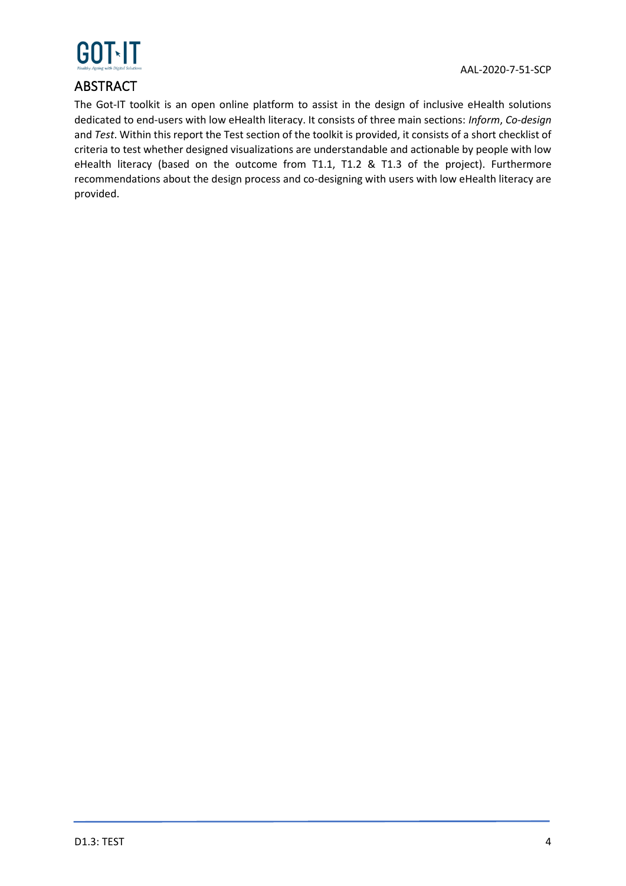# ABSTRACT

The Got-IT toolkit is an open online platform to assist in the design of inclusive eHealth solutions dedicated to end-users with low eHealth literacy. It consists of three main sections: *Inform*, *Co-design* and *Test*. Within this report the Test section of the toolkit is provided, it consists of a short checklist of criteria to test whether designed visualizations are understandable and actionable by people with low eHealth literacy (based on the outcome from T1.1, T1.2 & T1.3 of the project). Furthermore recommendations about the design process and co-designing with users with low eHealth literacy are provided.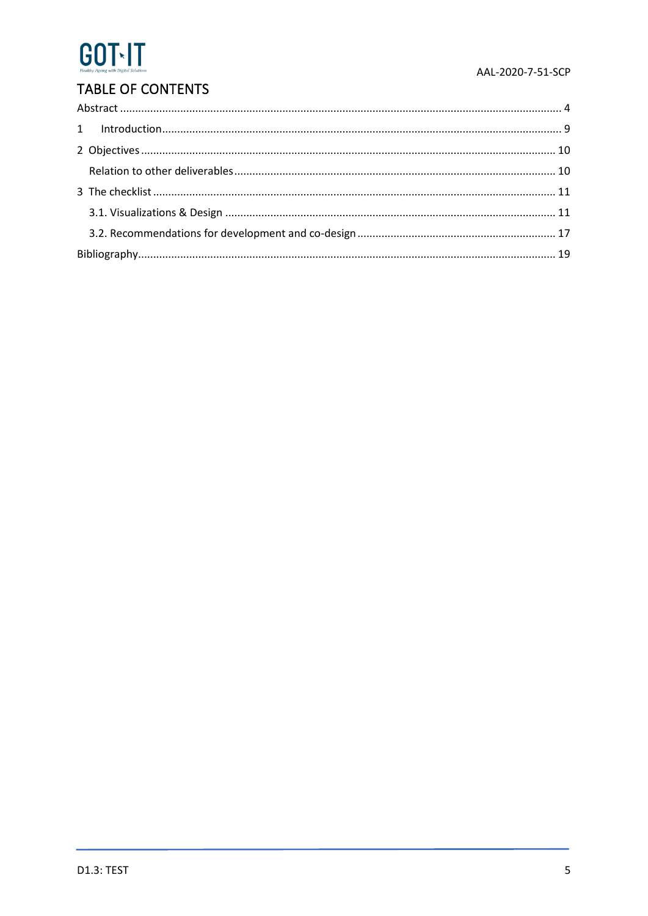## TABLE OF CONTENTS

Abstract ........................................................................................................................................ 4

1 Introduction .............................................................................................................................. 9

2 Objectives ................................................................................................................................ 10

Relation to other deliverables ..................................................................................................... 10

3 The checklist ............................................................................................................................ 11

3.1. Visualizations & Design ......................................................................................................... 11

3.2. Recommendations for development and co-design ............................................................... 17

Bibliography .................................................................................................................................. 19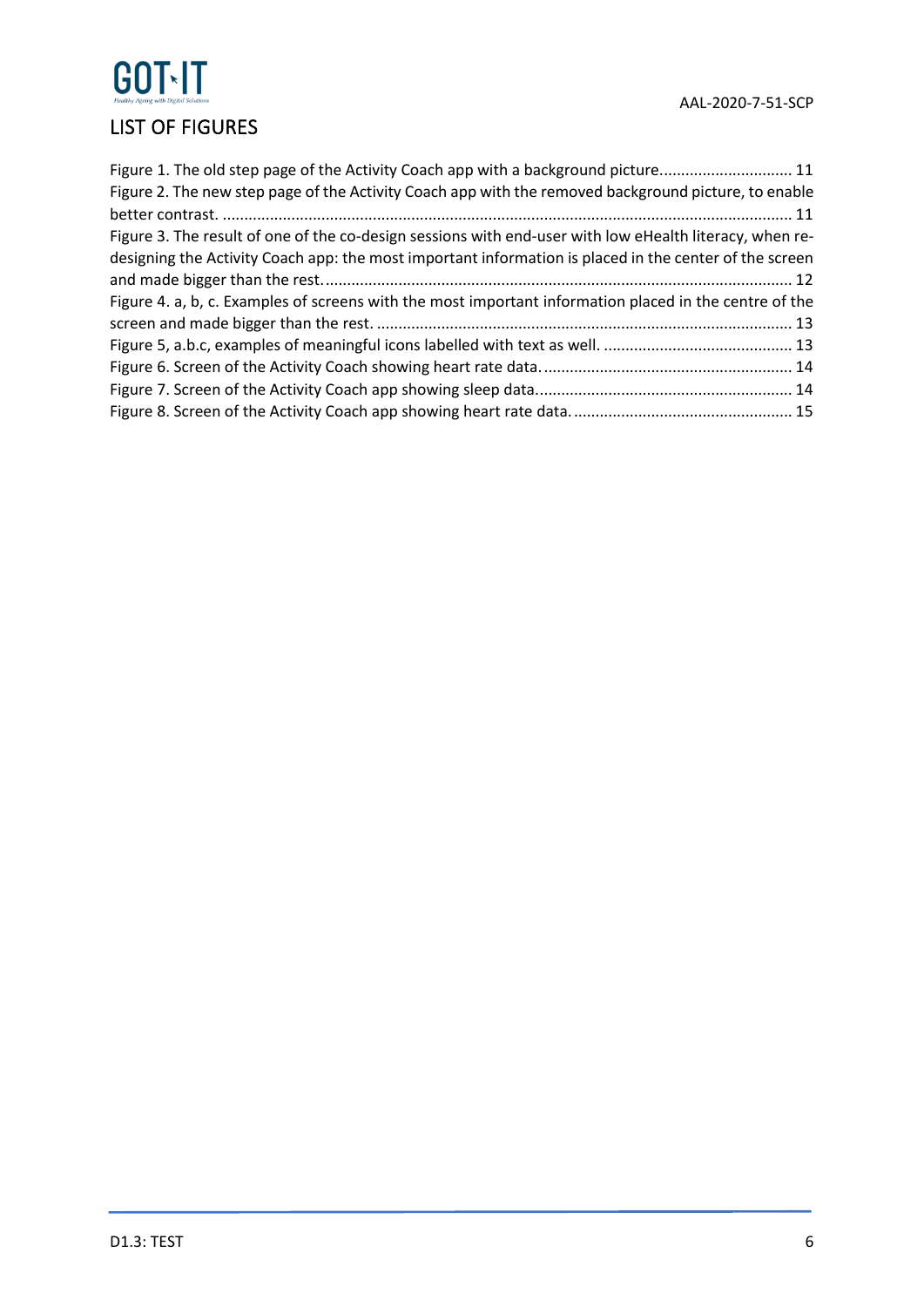## LIST OF FIGURES

Figure 1. The old step page of the Activity Coach app with a background picture. 11
Figure 2. The new step page of the Activity Coach app with the removed background picture, to enable better contrast. 11
Figure 3. The result of one of the co-design sessions with end-user with low eHealth literacy, when re-designing the Activity Coach app: the most important information is placed in the center of the screen and made bigger than the rest. 12
Figure 4. a, b, c. Examples of screens with the most important information placed in the centre of the screen and made bigger than the rest. 13
Figure 5, a.b.c, examples of meaningful icons labelled with text as well. 13
Figure 6. Screen of the Activity Coach showing heart rate data. 14
Figure 7. Screen of the Activity Coach app showing sleep data. 14
Figure 8. Screen of the Activity Coach app showing heart rate data. 15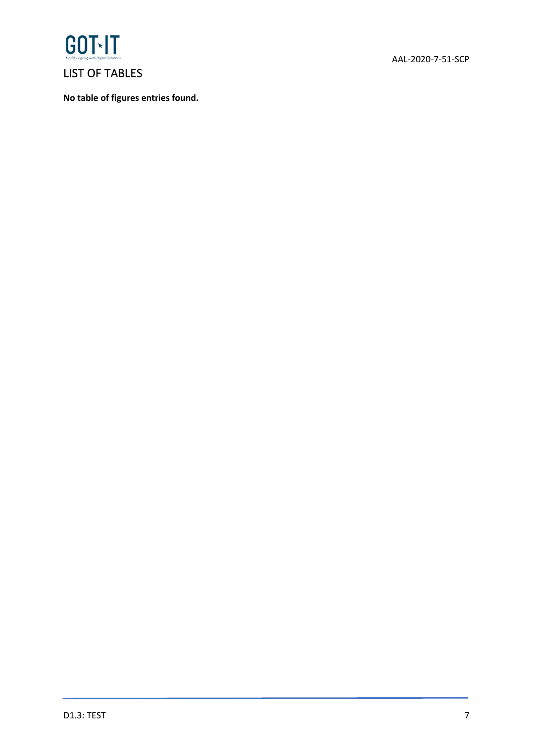# LIST OF TABLES

**No table of figures entries found.**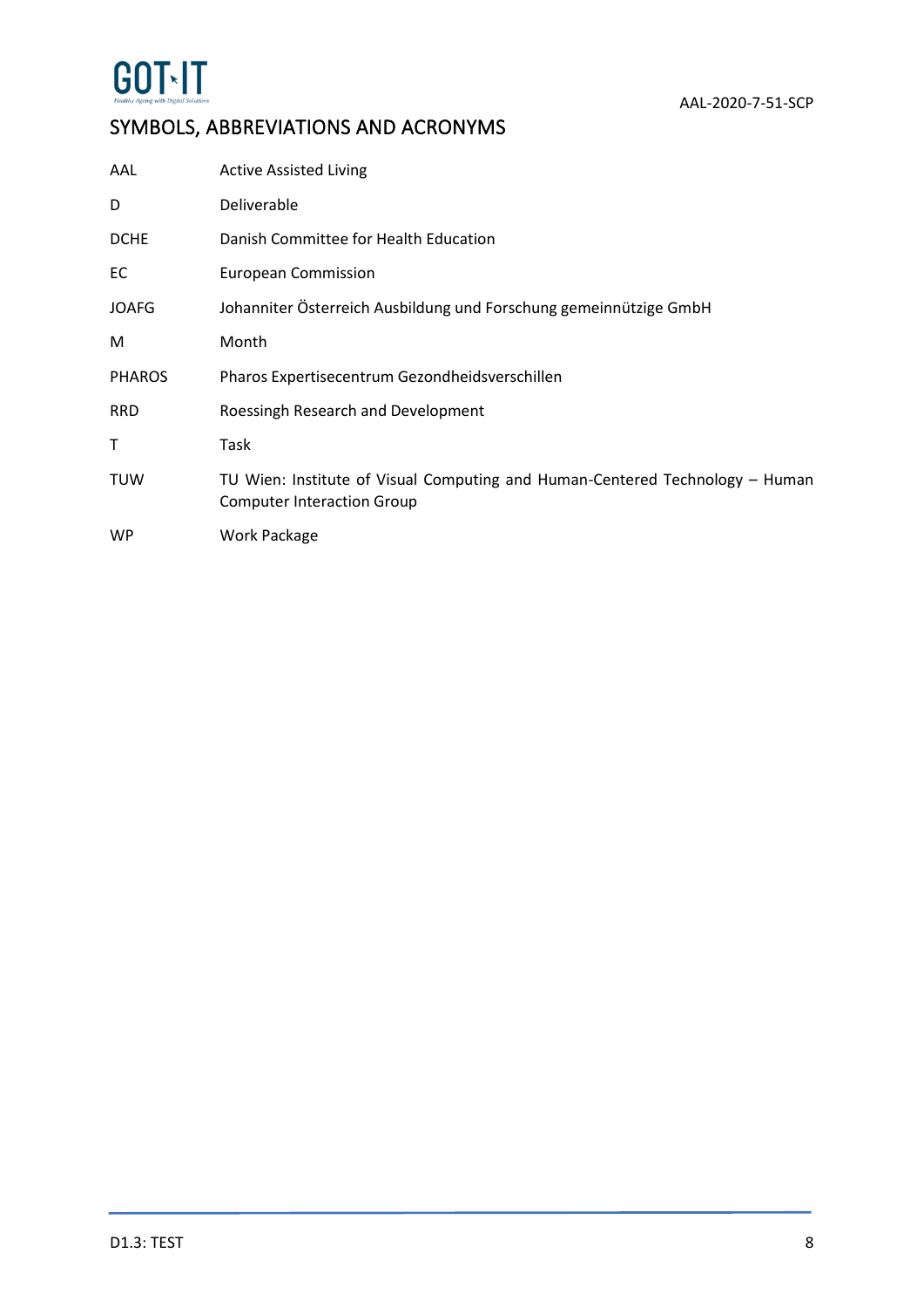## SYMBOLS, ABBREVIATIONS AND ACRONYMS

| | |
|---|---|
| AAL | Active Assisted Living |
| D | Deliverable |
| DCHE | Danish Committee for Health Education |
| EC | European Commission |
| JOAFG | Johanniter Österreich Ausbildung und Forschung gemeinnützige GmbH |
| M | Month |
| PHAROS | Pharos Expertisecentrum Gezondheidsverschillen |
| RRD | Roessingh Research and Development |
| T | Task |
| TUW | TU Wien: Institute of Visual Computing and Human-Centered Technology – Human Computer Interaction Group |
| WP | Work Package |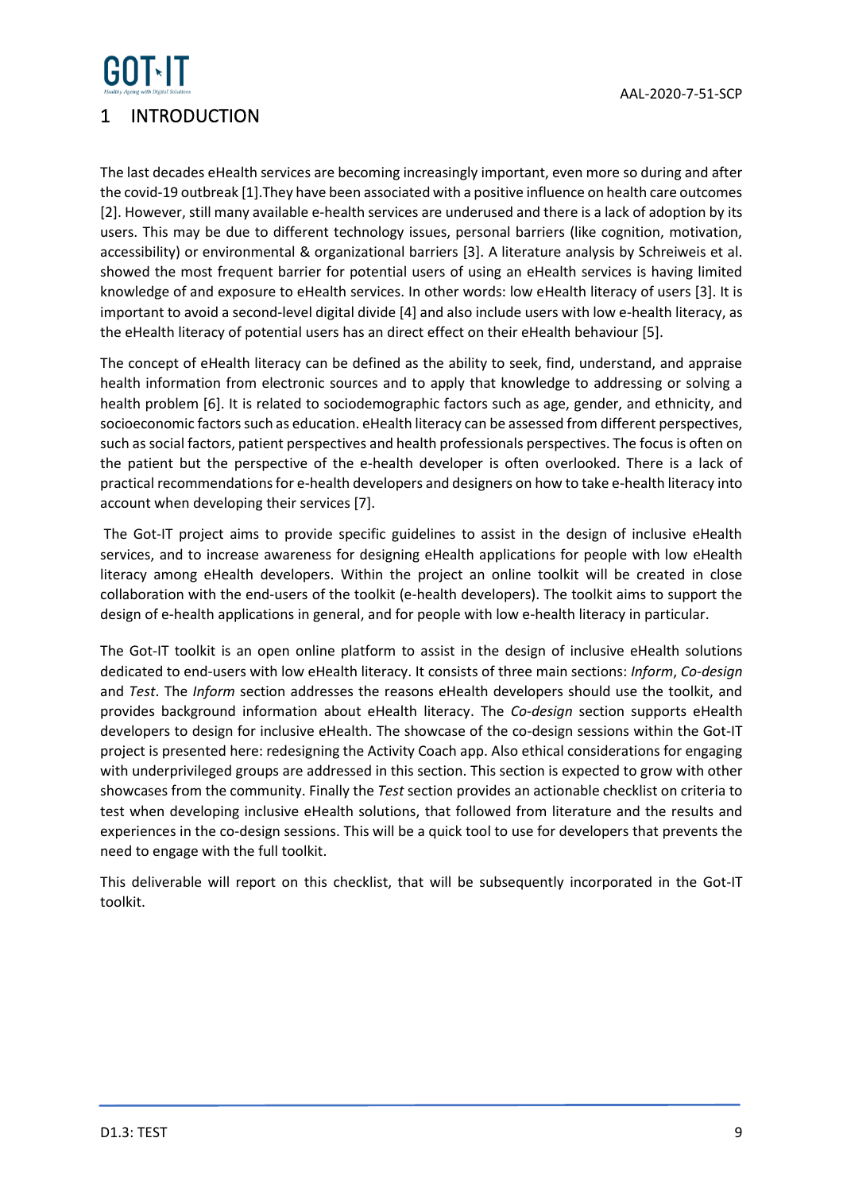# 1 INTRODUCTION

The last decades eHealth services are becoming increasingly important, even more so during and after the covid-19 outbreak [1].They have been associated with a positive influence on health care outcomes [2]. However, still many available e-health services are underused and there is a lack of adoption by its users. This may be due to different technology issues, personal barriers (like cognition, motivation, accessibility) or environmental & organizational barriers [3]. A literature analysis by Schreiweis et al. showed the most frequent barrier for potential users of using an eHealth services is having limited knowledge of and exposure to eHealth services. In other words: low eHealth literacy of users [3]. It is important to avoid a second-level digital divide [4] and also include users with low e-health literacy, as the eHealth literacy of potential users has an direct effect on their eHealth behaviour [5].

The concept of eHealth literacy can be defined as the ability to seek, find, understand, and appraise health information from electronic sources and to apply that knowledge to addressing or solving a health problem [6]. It is related to sociodemographic factors such as age, gender, and ethnicity, and socioeconomic factors such as education. eHealth literacy can be assessed from different perspectives, such as social factors, patient perspectives and health professionals perspectives. The focus is often on the patient but the perspective of the e-health developer is often overlooked. There is a lack of practical recommendations for e-health developers and designers on how to take e-health literacy into account when developing their services [7].

The Got-IT project aims to provide specific guidelines to assist in the design of inclusive eHealth services, and to increase awareness for designing eHealth applications for people with low eHealth literacy among eHealth developers. Within the project an online toolkit will be created in close collaboration with the end-users of the toolkit (e-health developers). The toolkit aims to support the design of e-health applications in general, and for people with low e-health literacy in particular.

The Got-IT toolkit is an open online platform to assist in the design of inclusive eHealth solutions dedicated to end-users with low eHealth literacy. It consists of three main sections: *Inform*, *Co-design* and *Test*. The *Inform* section addresses the reasons eHealth developers should use the toolkit, and provides background information about eHealth literacy. The *Co-design* section supports eHealth developers to design for inclusive eHealth. The showcase of the co-design sessions within the Got-IT project is presented here: redesigning the Activity Coach app. Also ethical considerations for engaging with underprivileged groups are addressed in this section. This section is expected to grow with other showcases from the community. Finally the *Test* section provides an actionable checklist on criteria to test when developing inclusive eHealth solutions, that followed from literature and the results and experiences in the co-design sessions. This will be a quick tool to use for developers that prevents the need to engage with the full toolkit.

This deliverable will report on this checklist, that will be subsequently incorporated in the Got-IT toolkit.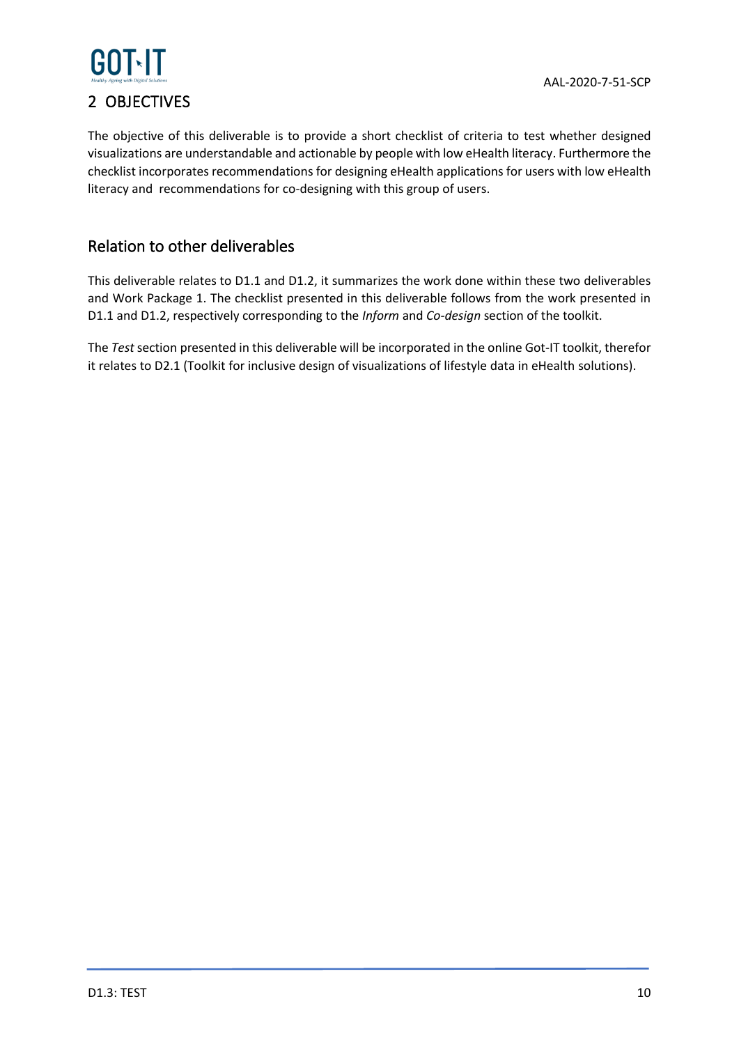# 2 OBJECTIVES

The objective of this deliverable is to provide a short checklist of criteria to test whether designed visualizations are understandable and actionable by people with low eHealth literacy. Furthermore the checklist incorporates recommendations for designing eHealth applications for users with low eHealth literacy and recommendations for co-designing with this group of users.

## Relation to other deliverables

This deliverable relates to D1.1 and D1.2, it summarizes the work done within these two deliverables and Work Package 1. The checklist presented in this deliverable follows from the work presented in D1.1 and D1.2, respectively corresponding to the *Inform* and *Co-design* section of the toolkit.

The *Test* section presented in this deliverable will be incorporated in the online Got-IT toolkit, therefor it relates to D2.1 (Toolkit for inclusive design of visualizations of lifestyle data in eHealth solutions).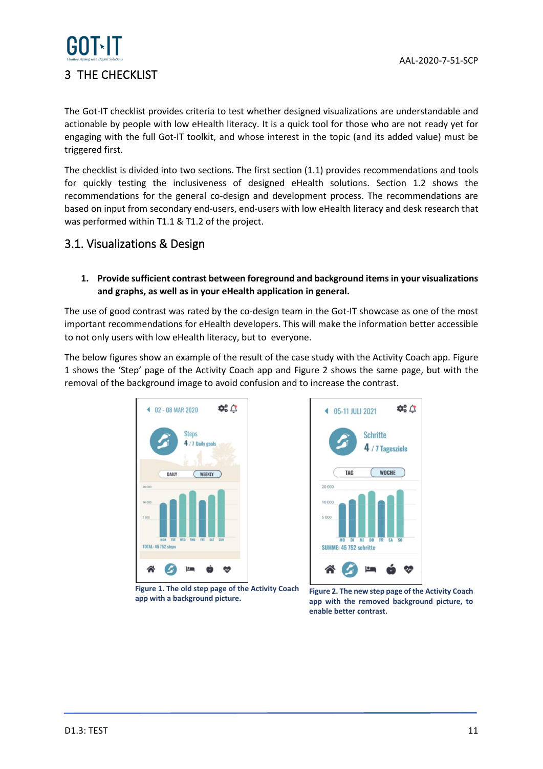# 3 THE CHECKLIST

The Got-IT checklist provides criteria to test whether designed visualizations are understandable and actionable by people with low eHealth literacy. It is a quick tool for those who are not ready yet for engaging with the full Got-IT toolkit, and whose interest in the topic (and its added value) must be triggered first.

The checklist is divided into two sections. The first section (1.1) provides recommendations and tools for quickly testing the inclusiveness of designed eHealth solutions. Section 1.2 shows the recommendations for the general co-design and development process. The recommendations are based on input from secondary end-users, end-users with low eHealth literacy and desk research that was performed within T1.1 & T1.2 of the project.

## 3.1. Visualizations & Design

1. **Provide sufficient contrast between foreground and background items in your visualizations and graphs, as well as in your eHealth application in general.**

The use of good contrast was rated by the co-design team in the Got-IT showcase as one of the most important recommendations for eHealth developers. This will make the information better accessible to not only users with low eHealth literacy, but to everyone.

The below figures show an example of the result of the case study with the Activity Coach app. Figure 1 shows the 'Step' page of the Activity Coach app and Figure 2 shows the same page, but with the removal of the background image to avoid confusion and to increase the contrast.

**Figure 1. The old step page of the Activity Coach app with a background picture.**

**Figure 2. The new step page of the Activity Coach app with the removed background picture, to enable better contrast.**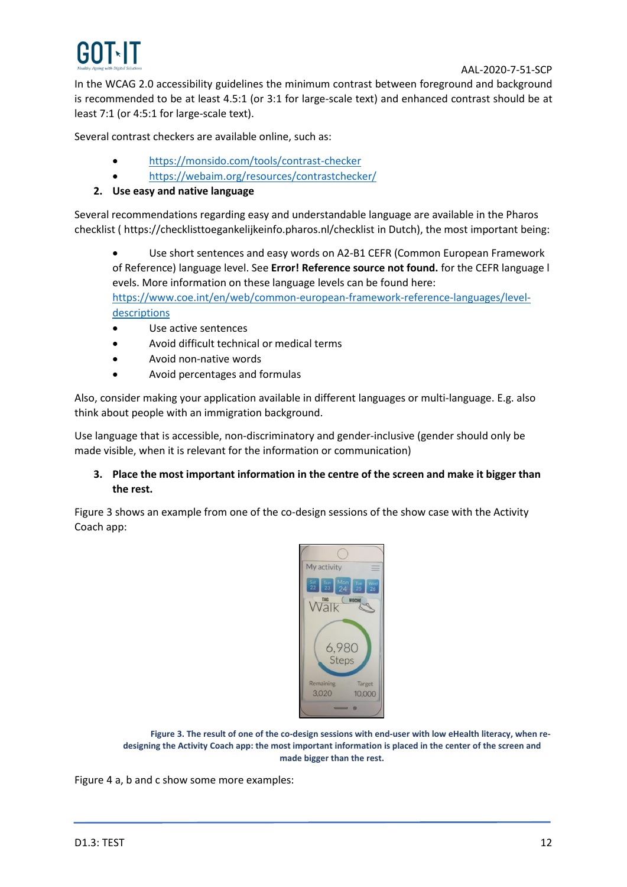In the WCAG 2.0 accessibility guidelines the minimum contrast between foreground and background is recommended to be at least 4.5:1 (or 3:1 for large-scale text) and enhanced contrast should be at least 7:1 (or 4:5:1 for large-scale text).

Several contrast checkers are available online, such as:

- https://monsido.com/tools/contrast-checker
- https://webaim.org/resources/contrastchecker/

2. **Use easy and native language**

Several recommendations regarding easy and understandable language are available in the Pharos checklist ( https://checklisttoegankelijkeinfo.pharos.nl/checklist in Dutch), the most important being:

- Use short sentences and easy words on A2-B1 CEFR (Common European Framework of Reference) language level. See **Error! Reference source not found.** for the CEFR language l evels. More information on these language levels can be found here: https://www.coe.int/en/web/common-european-framework-reference-languages/level-descriptions
- Use active sentences
- Avoid difficult technical or medical terms
- Avoid non-native words
- Avoid percentages and formulas

Also, consider making your application available in different languages or multi-language. E.g. also think about people with an immigration background.

Use language that is accessible, non-discriminatory and gender-inclusive (gender should only be made visible, when it is relevant for the information or communication)

3. **Place the most important information in the centre of the screen and make it bigger than the rest.**

Figure 3 shows an example from one of the co-design sessions of the show case with the Activity Coach app:

**Figure 3. The result of one of the co-design sessions with end-user with low eHealth literacy, when re-designing the Activity Coach app: the most important information is placed in the center of the screen and made bigger than the rest.**

Figure 4 a, b and c show some more examples: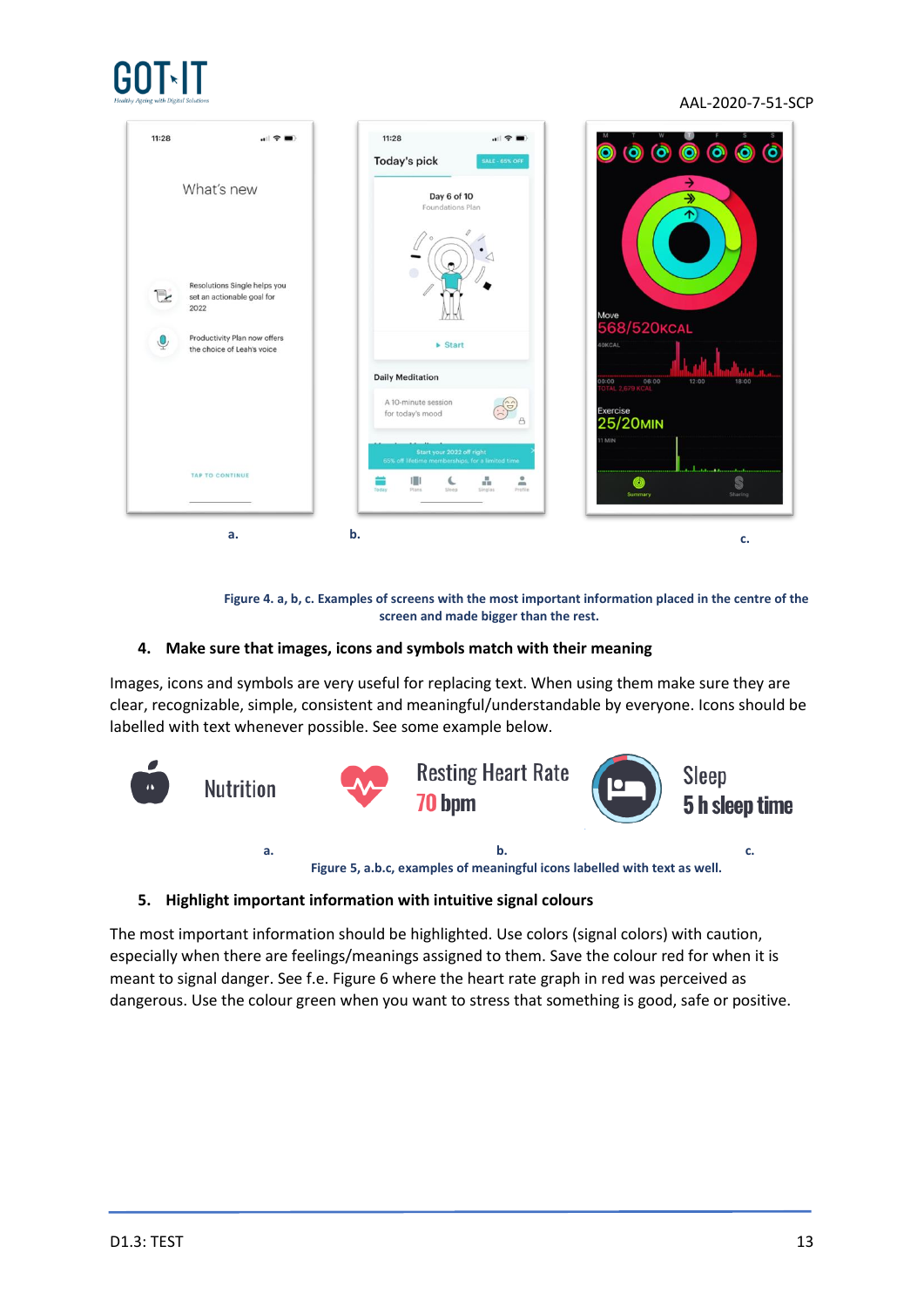a. b. c.

Figure 4. a, b, c. Examples of screens with the most important information placed in the centre of the screen and made bigger than the rest.

4. **Make sure that images, icons and symbols match with their meaning**

Images, icons and symbols are very useful for replacing text. When using them make sure they are clear, recognizable, simple, consistent and meaningful/understandable by everyone. Icons should be labelled with text whenever possible. See some example below.

a. b. c.

Figure 5, a.b.c, examples of meaningful icons labelled with text as well.

5. **Highlight important information with intuitive signal colours**

The most important information should be highlighted. Use colors (signal colors) with caution, especially when there are feelings/meanings assigned to them. Save the colour red for when it is meant to signal danger. See f.e. Figure 6 where the heart rate graph in red was perceived as dangerous. Use the colour green when you want to stress that something is good, safe or positive.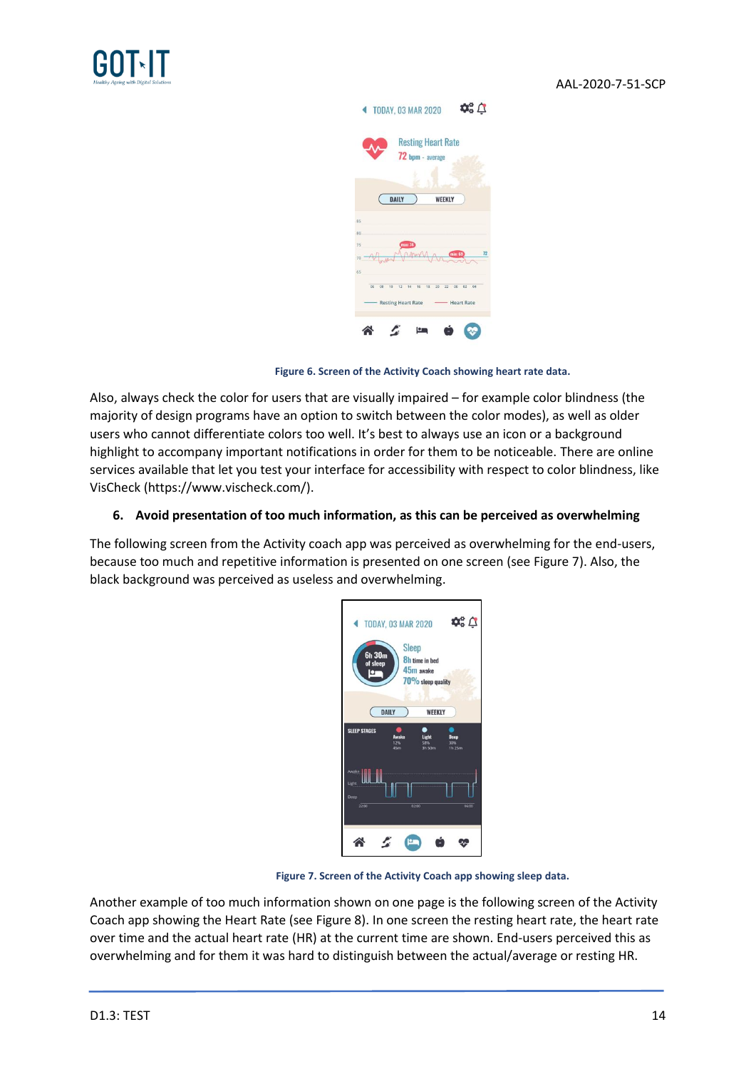Figure 6. Screen of the Activity Coach showing heart rate data.

Also, always check the color for users that are visually impaired – for example color blindness (the majority of design programs have an option to switch between the color modes), as well as older users who cannot differentiate colors too well. It's best to always use an icon or a background highlight to accompany important notifications in order for them to be noticeable. There are online services available that let you test your interface for accessibility with respect to color blindness, like VisCheck (https://www.vischeck.com/).

### 6. Avoid presentation of too much information, as this can be perceived as overwhelming

The following screen from the Activity coach app was perceived as overwhelming for the end-users, because too much and repetitive information is presented on one screen (see Figure 7). Also, the black background was perceived as useless and overwhelming.

Figure 7. Screen of the Activity Coach app showing sleep data.

Another example of too much information shown on one page is the following screen of the Activity Coach app showing the Heart Rate (see Figure 8). In one screen the resting heart rate, the heart rate over time and the actual heart rate (HR) at the current time are shown. End-users perceived this as overwhelming and for them it was hard to distinguish between the actual/average or resting HR.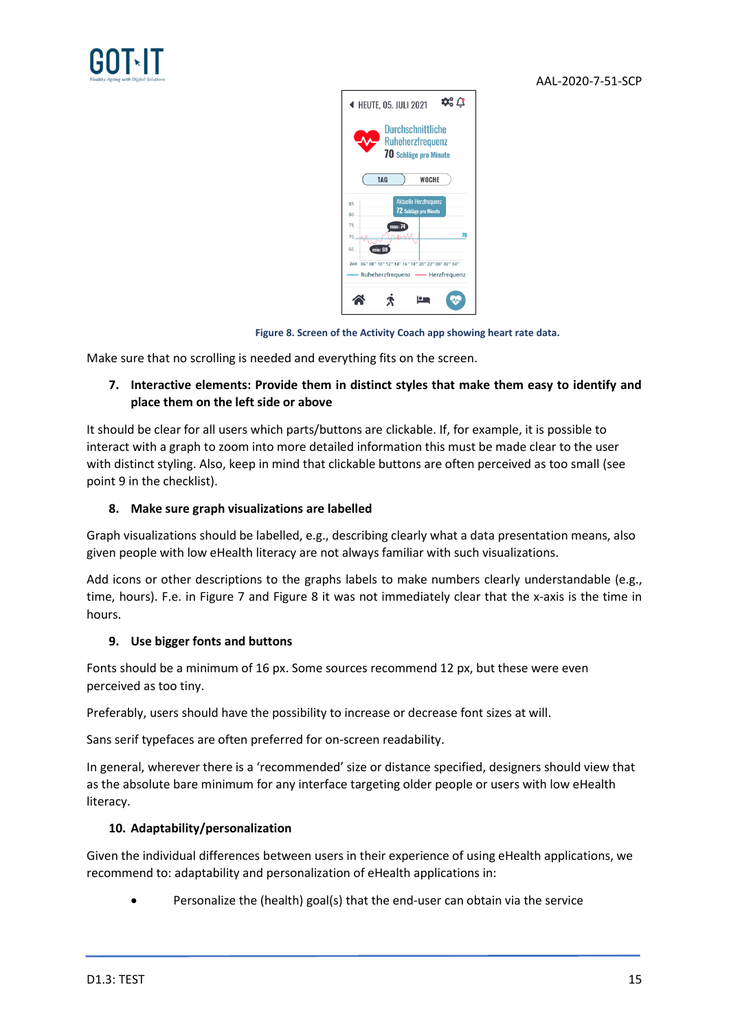Figure 8. Screen of the Activity Coach app showing heart rate data.

Make sure that no scrolling is needed and everything fits on the screen.

**7. Interactive elements: Provide them in distinct styles that make them easy to identify and place them on the left side or above**

It should be clear for all users which parts/buttons are clickable. If, for example, it is possible to interact with a graph to zoom into more detailed information this must be made clear to the user with distinct styling. Also, keep in mind that clickable buttons are often perceived as too small (see point 9 in the checklist).

**8. Make sure graph visualizations are labelled**

Graph visualizations should be labelled, e.g., describing clearly what a data presentation means, also given people with low eHealth literacy are not always familiar with such visualizations.

Add icons or other descriptions to the graphs labels to make numbers clearly understandable (e.g., time, hours). F.e. in Figure 7 and Figure 8 it was not immediately clear that the x-axis is the time in hours.

**9. Use bigger fonts and buttons**

Fonts should be a minimum of 16 px. Some sources recommend 12 px, but these were even perceived as too tiny.

Preferably, users should have the possibility to increase or decrease font sizes at will.

Sans serif typefaces are often preferred for on-screen readability.

In general, wherever there is a 'recommended' size or distance specified, designers should view that as the absolute bare minimum for any interface targeting older people or users with low eHealth literacy.

**10. Adaptability/personalization**

Given the individual differences between users in their experience of using eHealth applications, we recommend to: adaptability and personalization of eHealth applications in:

- Personalize the (health) goal(s) that the end-user can obtain via the service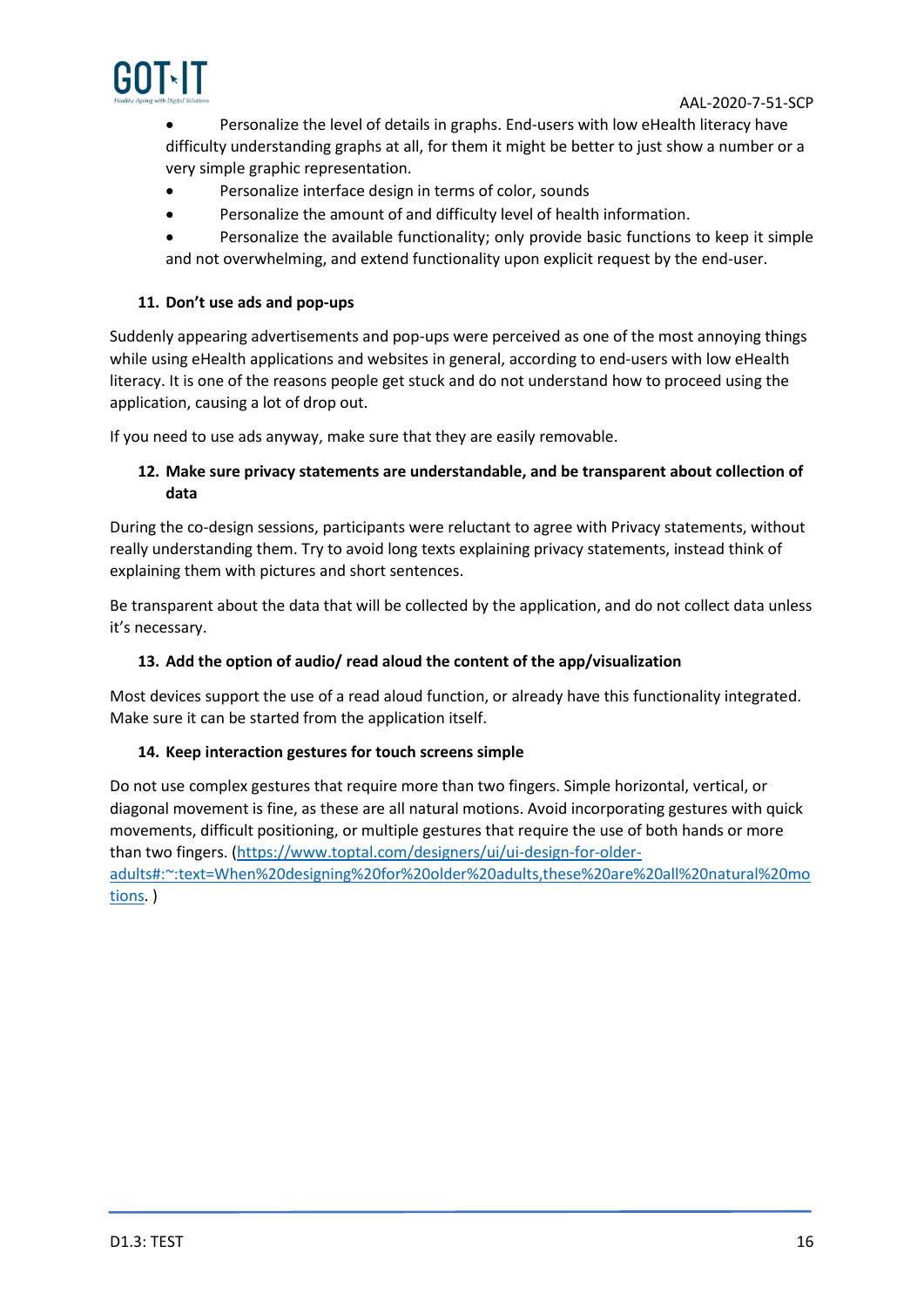- Personalize the level of details in graphs. End-users with low eHealth literacy have difficulty understanding graphs at all, for them it might be better to just show a number or a very simple graphic representation.
- Personalize interface design in terms of color, sounds
- Personalize the amount of and difficulty level of health information.
- Personalize the available functionality; only provide basic functions to keep it simple and not overwhelming, and extend functionality upon explicit request by the end-user.

#### 11. Don't use ads and pop-ups

Suddenly appearing advertisements and pop-ups were perceived as one of the most annoying things while using eHealth applications and websites in general, according to end-users with low eHealth literacy. It is one of the reasons people get stuck and do not understand how to proceed using the application, causing a lot of drop out.

If you need to use ads anyway, make sure that they are easily removable.

#### 12. Make sure privacy statements are understandable, and be transparent about collection of data

During the co-design sessions, participants were reluctant to agree with Privacy statements, without really understanding them. Try to avoid long texts explaining privacy statements, instead think of explaining them with pictures and short sentences.

Be transparent about the data that will be collected by the application, and do not collect data unless it's necessary.

#### 13. Add the option of audio/ read aloud the content of the app/visualization

Most devices support the use of a read aloud function, or already have this functionality integrated. Make sure it can be started from the application itself.

#### 14. Keep interaction gestures for touch screens simple

Do not use complex gestures that require more than two fingers. Simple horizontal, vertical, or diagonal movement is fine, as these are all natural motions. Avoid incorporating gestures with quick movements, difficult positioning, or multiple gestures that require the use of both hands or more than two fingers. ([https://www.toptal.com/designers/ui/ui-design-for-older-adults#:~:text=When%20designing%20for%20older%20adults,these%20are%20all%20natural%20motions](https://www.toptal.com/designers/ui/ui-design-for-older-adults#:~:text=When%20designing%20for%20older%20adults,these%20are%20all%20natural%20motions). )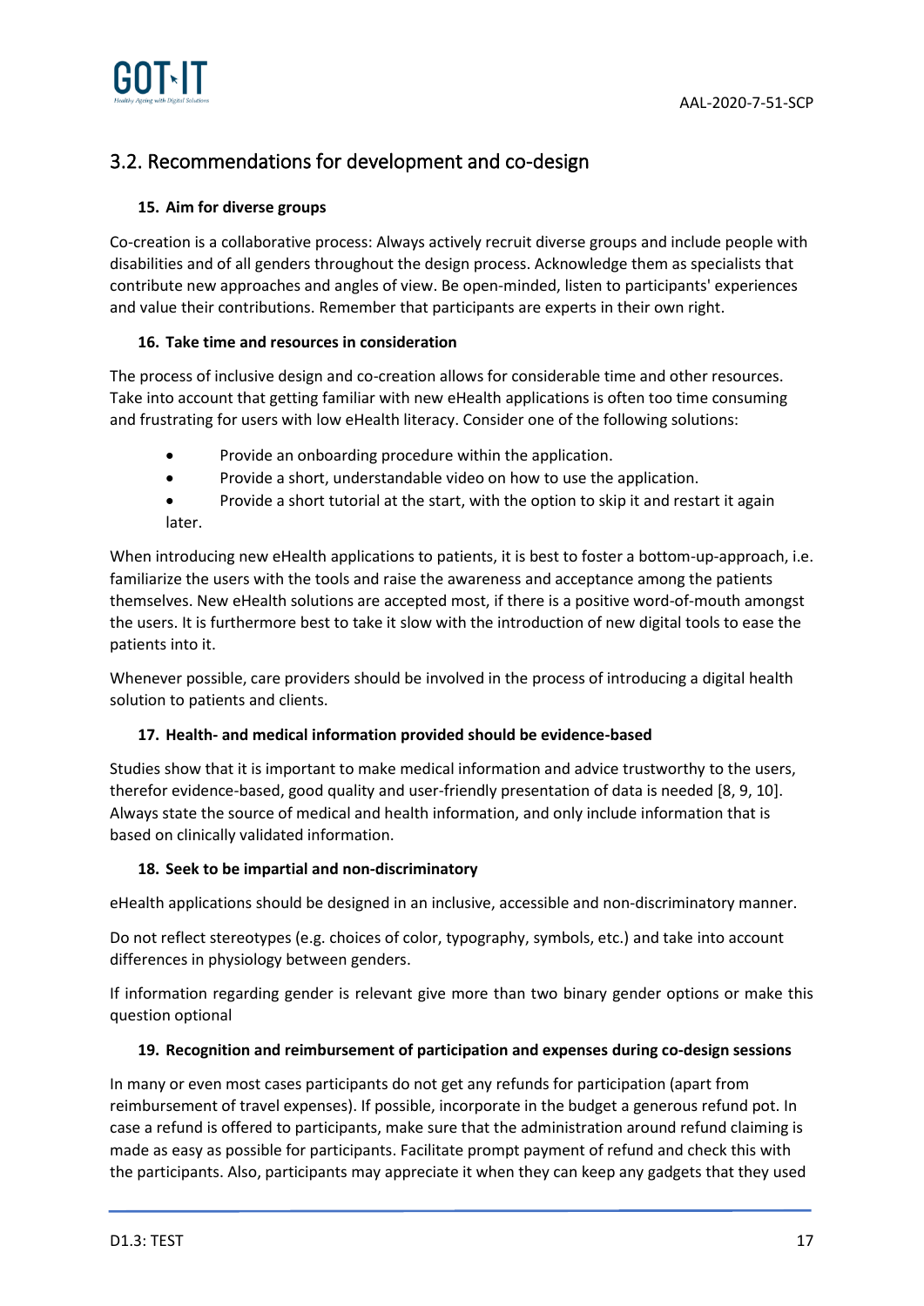## 3.2. Recommendations for development and co-design

### 15. Aim for diverse groups

Co-creation is a collaborative process: Always actively recruit diverse groups and include people with disabilities and of all genders throughout the design process. Acknowledge them as specialists that contribute new approaches and angles of view. Be open-minded, listen to participants' experiences and value their contributions. Remember that participants are experts in their own right.

### 16. Take time and resources in consideration

The process of inclusive design and co-creation allows for considerable time and other resources. Take into account that getting familiar with new eHealth applications is often too time consuming and frustrating for users with low eHealth literacy. Consider one of the following solutions:

- Provide an onboarding procedure within the application.
- Provide a short, understandable video on how to use the application.
- Provide a short tutorial at the start, with the option to skip it and restart it again later.

When introducing new eHealth applications to patients, it is best to foster a bottom-up-approach, i.e. familiarize the users with the tools and raise the awareness and acceptance among the patients themselves. New eHealth solutions are accepted most, if there is a positive word-of-mouth amongst the users. It is furthermore best to take it slow with the introduction of new digital tools to ease the patients into it.

Whenever possible, care providers should be involved in the process of introducing a digital health solution to patients and clients.

### 17. Health- and medical information provided should be evidence-based

Studies show that it is important to make medical information and advice trustworthy to the users, therefor evidence-based, good quality and user-friendly presentation of data is needed [8, 9, 10]. Always state the source of medical and health information, and only include information that is based on clinically validated information.

### 18. Seek to be impartial and non-discriminatory

eHealth applications should be designed in an inclusive, accessible and non-discriminatory manner.

Do not reflect stereotypes (e.g. choices of color, typography, symbols, etc.) and take into account differences in physiology between genders.

If information regarding gender is relevant give more than two binary gender options or make this question optional

### 19. Recognition and reimbursement of participation and expenses during co-design sessions

In many or even most cases participants do not get any refunds for participation (apart from reimbursement of travel expenses). If possible, incorporate in the budget a generous refund pot. In case a refund is offered to participants, make sure that the administration around refund claiming is made as easy as possible for participants. Facilitate prompt payment of refund and check this with the participants. Also, participants may appreciate it when they can keep any gadgets that they used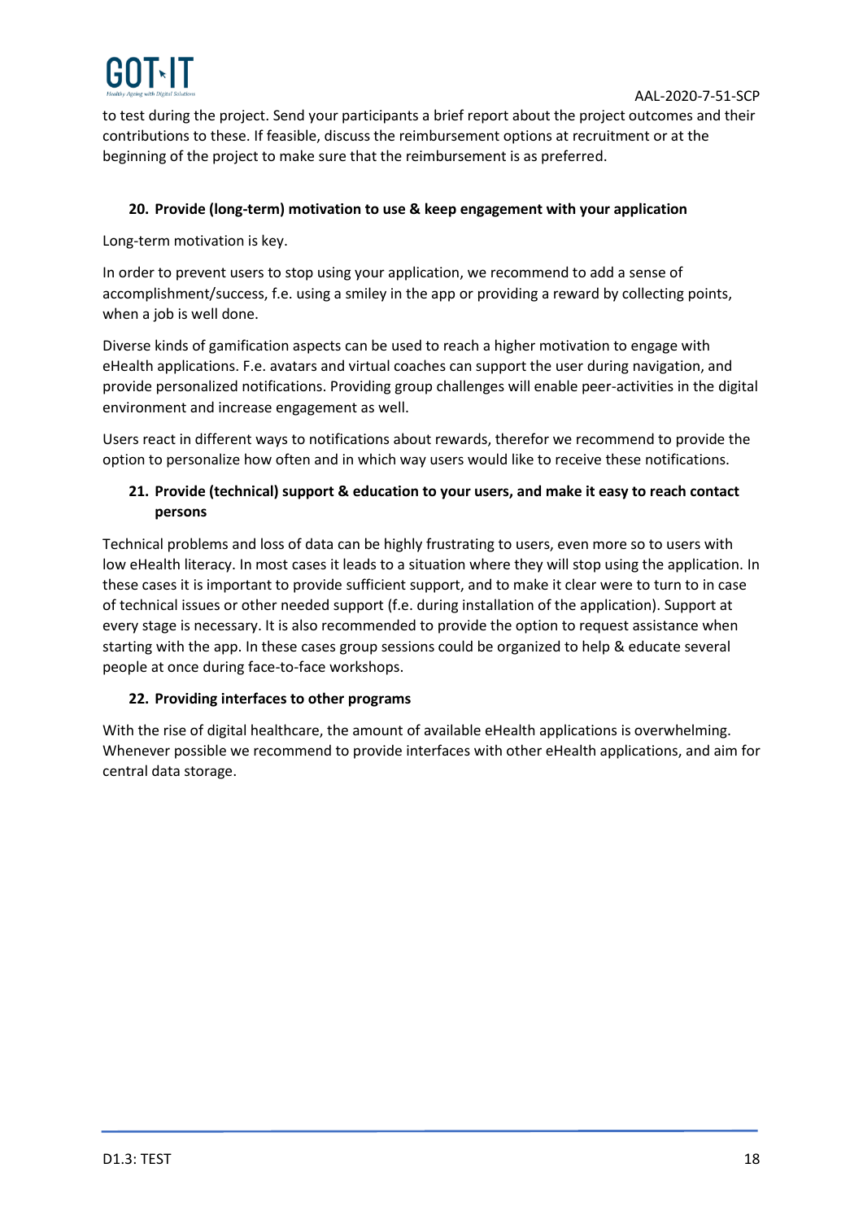to test during the project. Send your participants a brief report about the project outcomes and their contributions to these. If feasible, discuss the reimbursement options at recruitment or at the beginning of the project to make sure that the reimbursement is as preferred.

#### 20. Provide (long-term) motivation to use & keep engagement with your application

Long-term motivation is key.

In order to prevent users to stop using your application, we recommend to add a sense of accomplishment/success, f.e. using a smiley in the app or providing a reward by collecting points, when a job is well done.

Diverse kinds of gamification aspects can be used to reach a higher motivation to engage with eHealth applications. F.e. avatars and virtual coaches can support the user during navigation, and provide personalized notifications. Providing group challenges will enable peer-activities in the digital environment and increase engagement as well.

Users react in different ways to notifications about rewards, therefor we recommend to provide the option to personalize how often and in which way users would like to receive these notifications.

#### 21. Provide (technical) support & education to your users, and make it easy to reach contact persons

Technical problems and loss of data can be highly frustrating to users, even more so to users with low eHealth literacy. In most cases it leads to a situation where they will stop using the application. In these cases it is important to provide sufficient support, and to make it clear were to turn to in case of technical issues or other needed support (f.e. during installation of the application). Support at every stage is necessary. It is also recommended to provide the option to request assistance when starting with the app. In these cases group sessions could be organized to help & educate several people at once during face-to-face workshops.

#### 22. Providing interfaces to other programs

With the rise of digital healthcare, the amount of available eHealth applications is overwhelming. Whenever possible we recommend to provide interfaces with other eHealth applications, and aim for central data storage.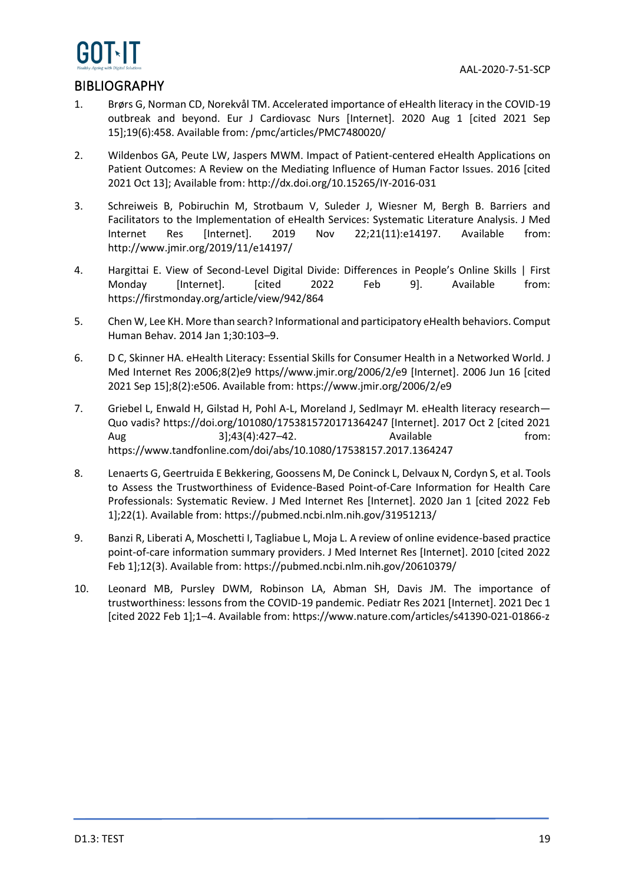## BIBLIOGRAPHY

1. Brørs G, Norman CD, Norekvål TM. Accelerated importance of eHealth literacy in the COVID-19 outbreak and beyond. Eur J Cardiovasc Nurs [Internet]. 2020 Aug 1 [cited 2021 Sep 15];19(6):458. Available from: /pmc/articles/PMC7480020/

2. Wildenbos GA, Peute LW, Jaspers MWM. Impact of Patient-centered eHealth Applications on Patient Outcomes: A Review on the Mediating Influence of Human Factor Issues. 2016 [cited 2021 Oct 13]; Available from: http://dx.doi.org/10.15265/IY-2016-031

3. Schreiweis B, Pobiruchin M, Strotbaum V, Suleder J, Wiesner M, Bergh B. Barriers and Facilitators to the Implementation of eHealth Services: Systematic Literature Analysis. J Med Internet Res [Internet]. 2019 Nov 22;21(11):e14197. Available from: http://www.jmir.org/2019/11/e14197/

4. Hargittai E. View of Second-Level Digital Divide: Differences in People's Online Skills | First Monday [Internet]. [cited 2022 Feb 9]. Available from: https://firstmonday.org/article/view/942/864

5. Chen W, Lee KH. More than search? Informational and participatory eHealth behaviors. Comput Human Behav. 2014 Jan 1;30:103–9.

6. D C, Skinner HA. eHealth Literacy: Essential Skills for Consumer Health in a Networked World. J Med Internet Res 2006;8(2)e9 https//www.jmir.org/2006/2/e9 [Internet]. 2006 Jun 16 [cited 2021 Sep 15];8(2):e506. Available from: https://www.jmir.org/2006/2/e9

7. Griebel L, Enwald H, Gilstad H, Pohl A-L, Moreland J, Sedlmayr M. eHealth literacy research—Quo vadis? https://doi.org/101080/1753815720171364247 [Internet]. 2017 Oct 2 [cited 2021 Aug 3];43(4):427–42. Available from: https://www.tandfonline.com/doi/abs/10.1080/17538157.2017.1364247

8. Lenaerts G, Geertruida E Bekkering, Goossens M, De Coninck L, Delvaux N, Cordyn S, et al. Tools to Assess the Trustworthiness of Evidence-Based Point-of-Care Information for Health Care Professionals: Systematic Review. J Med Internet Res [Internet]. 2020 Jan 1 [cited 2022 Feb 1];22(1). Available from: https://pubmed.ncbi.nlm.nih.gov/31951213/

9. Banzi R, Liberati A, Moschetti I, Tagliabue L, Moja L. A review of online evidence-based practice point-of-care information summary providers. J Med Internet Res [Internet]. 2010 [cited 2022 Feb 1];12(3). Available from: https://pubmed.ncbi.nlm.nih.gov/20610379/

10. Leonard MB, Pursley DWM, Robinson LA, Abman SH, Davis JM. The importance of trustworthiness: lessons from the COVID-19 pandemic. Pediatr Res 2021 [Internet]. 2021 Dec 1 [cited 2022 Feb 1];1–4. Available from: https://www.nature.com/articles/s41390-021-01866-z